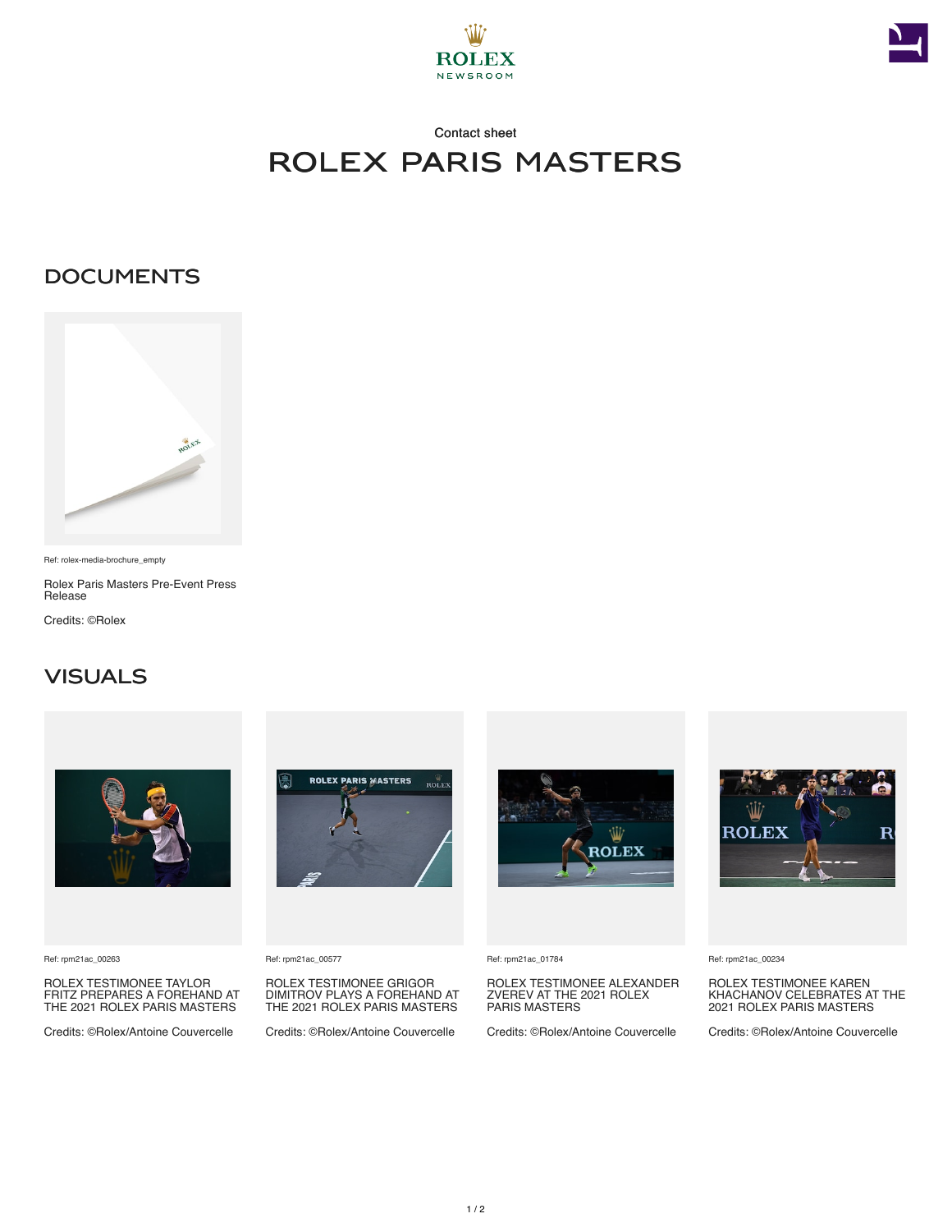Contact sheet

# ROLEX PARIS MASTERS

## DOCUMENTS

Ref: rolex-media-brochure_empty

Rolex Paris Masters Pre-Event Press Release

Credits: ©Rolex

## VISUALS

Ref: rpm21ac_00263

ROLEX TESTIMONEE TAYLOR FRITZ PREPARES A FOREHAND AT THE 2021 ROLEX PARIS MASTERS

Credits: ©Rolex/Antoine Couvercelle

Ref: rpm21ac_00577

ROLEX TESTIMONEE GRIGOR DIMITROV PLAYS A FOREHAND AT THE 2021 ROLEX PARIS MASTERS

Credits: ©Rolex/Antoine Couvercelle

Ref: rpm21ac_01784

ROLEX TESTIMONEE ALEXANDER ZVEREV AT THE 2021 ROLEX PARIS MASTERS

Credits: ©Rolex/Antoine Couvercelle

Ref: rpm21ac_00234

ROLEX TESTIMONEE KAREN KHACHANOV CELEBRATES AT THE 2021 ROLEX PARIS MASTERS

Credits: ©Rolex/Antoine Couvercelle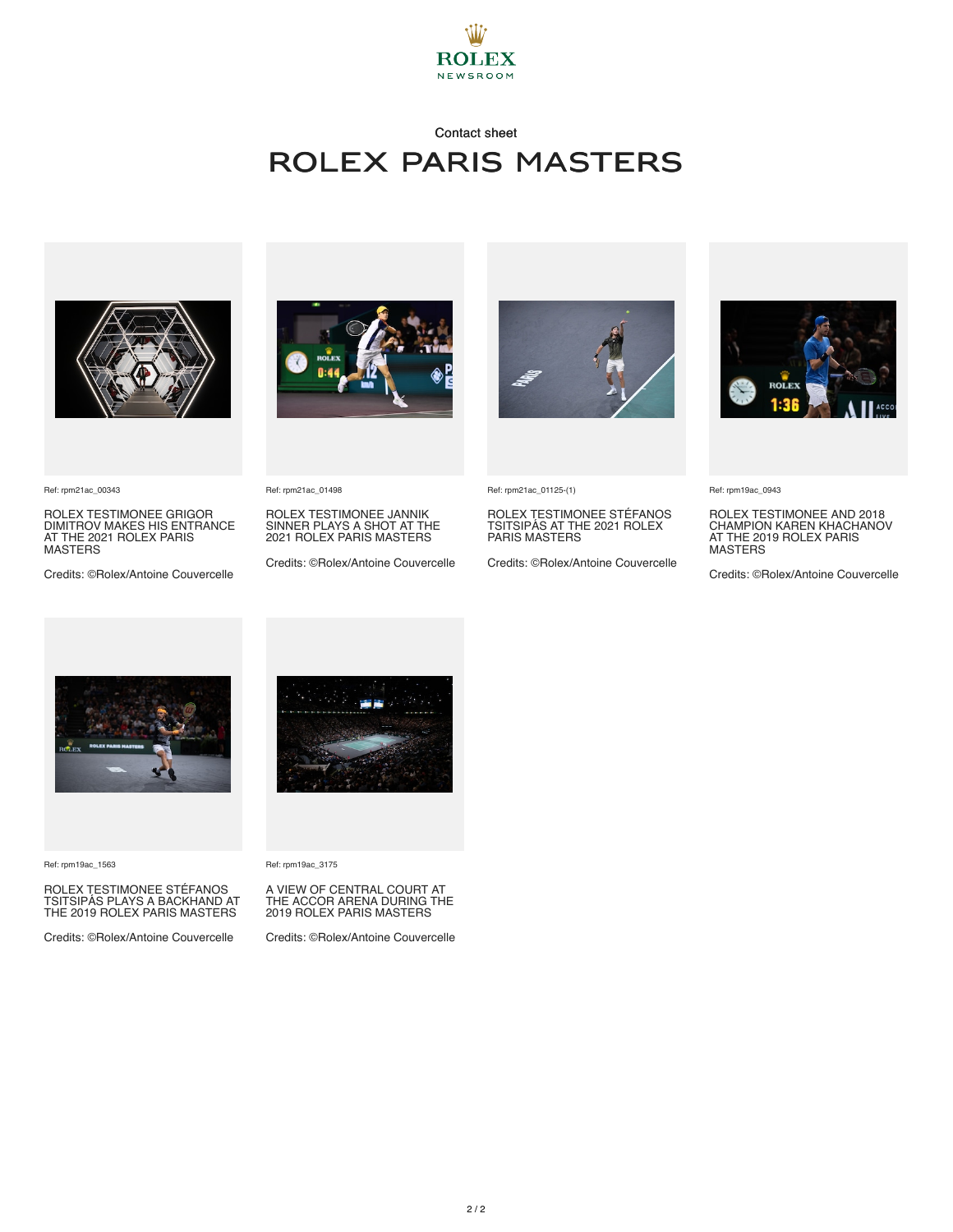ROLEX
NEWSROOM

Contact sheet

# ROLEX PARIS MASTERS

Ref: rpm21ac_00343

ROLEX TESTIMONEE GRIGOR DIMITROV MAKES HIS ENTRANCE AT THE 2021 ROLEX PARIS MASTERS

Credits: ©Rolex/Antoine Couvercelle

Ref: rpm21ac_01498

ROLEX TESTIMONEE JANNIK SINNER PLAYS A SHOT AT THE 2021 ROLEX PARIS MASTERS

Credits: ©Rolex/Antoine Couvercelle

Ref: rpm21ac_01125-(1)

ROLEX TESTIMONEE STÉFANOS TSITSIPÁS AT THE 2021 ROLEX PARIS MASTERS

Credits: ©Rolex/Antoine Couvercelle

Ref: rpm19ac_0943

ROLEX TESTIMONEE AND 2018 CHAMPION KAREN KHACHANOV AT THE 2019 ROLEX PARIS MASTERS

Credits: ©Rolex/Antoine Couvercelle

Ref: rpm19ac_1563

ROLEX TESTIMONEE STÉFANOS TSITSIPÁS PLAYS A BACKHAND AT THE 2019 ROLEX PARIS MASTERS

Credits: ©Rolex/Antoine Couvercelle

Ref: rpm19ac_3175

A VIEW OF CENTRAL COURT AT THE ACCOR ARENA DURING THE 2019 ROLEX PARIS MASTERS

Credits: ©Rolex/Antoine Couvercelle